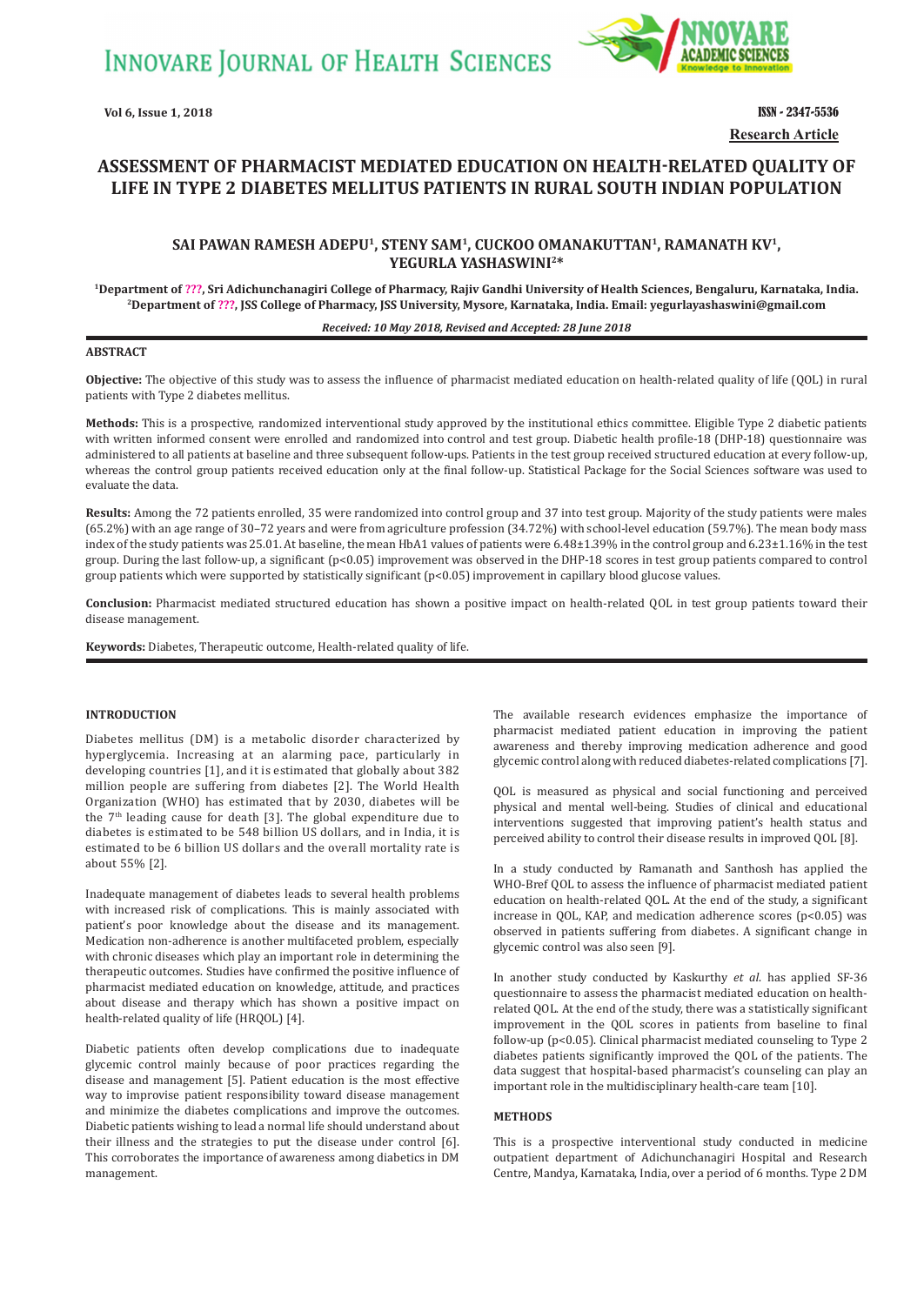# ASSESSMENT OF PHARMACIST MEDIATED EDUCATION ON HEALTH-RELATED QUALITY OF LIFE IN TYPE 2 DIABETES MELLITUS PATIENTS IN RURAL SOUTH INDIAN POPULATION

**Research Article**

**SAI PAWAN RAMESH ADEPU[1], STENY SAM[1], CUCKOO OMANAKUTTAN[1], RAMANATH KV[1], YEGURLA YASHASWINI[2]***

[1]Department of ???, Sri Adichunchanagiri College of Pharmacy, Rajiv Gandhi University of Health Sciences, Bengaluru, Karnataka, India. [2]Department of ???, JSS College of Pharmacy, JSS University, Mysore, Karnataka, India. Email: yegurlayashaswini@gmail.com

*Received: 10 May 2018, Revised and Accepted: 28 June 2018*

## ABSTRACT

**Objective:** The objective of this study was to assess the influence of pharmacist mediated education on health-related quality of life (QOL) in rural patients with Type 2 diabetes mellitus.

**Methods:** This is a prospective, randomized interventional study approved by the institutional ethics committee. Eligible Type 2 diabetic patients with written informed consent were enrolled and randomized into control and test group. Diabetic health profile-18 (DHP-18) questionnaire was administered to all patients at baseline and three subsequent follow-ups. Patients in the test group received structured education at every follow-up, whereas the control group patients received education only at the final follow-up. Statistical Package for the Social Sciences software was used to evaluate the data.

**Results:** Among the 72 patients enrolled, 35 were randomized into control group and 37 into test group. Majority of the study patients were males (65.2%) with an age range of 30–72 years and were from agriculture profession (34.72%) with school-level education (59.7%). The mean body mass index of the study patients was 25.01. At baseline, the mean HbA1 values of patients were 6.48±1.39% in the control group and 6.23±1.16% in the test group. During the last follow-up, a significant ($p<0.05$) improvement was observed in the DHP-18 scores in test group patients compared to control group patients which were supported by statistically significant ($p<0.05$) improvement in capillary blood glucose values.

**Conclusion:** Pharmacist mediated structured education has shown a positive impact on health-related QOL in test group patients toward their disease management.

**Keywords:** Diabetes, Therapeutic outcome, Health-related quality of life.

## INTRODUCTION

Diabetes mellitus (DM) is a metabolic disorder characterized by hyperglycemia. Increasing at an alarming pace, particularly in developing countries [1], and it is estimated that globally about 382 million people are suffering from diabetes [2]. The World Health Organization (WHO) has estimated that by 2030, diabetes will be the 7th leading cause for death [3]. The global expenditure due to diabetes is estimated to be 548 billion US dollars, and in India, it is estimated to be 6 billion US dollars and the overall mortality rate is about 55% [2].

Inadequate management of diabetes leads to several health problems with increased risk of complications. This is mainly associated with patient's poor knowledge about the disease and its management. Medication non-adherence is another multifaceted problem, especially with chronic diseases which play an important role in determining the therapeutic outcomes. Studies have confirmed the positive influence of pharmacist mediated education on knowledge, attitude, and practices about disease and therapy which has shown a positive impact on health-related quality of life (HRQOL) [4].

Diabetic patients often develop complications due to inadequate glycemic control mainly because of poor practices regarding the disease and management [5]. Patient education is the most effective way to improvise patient responsibility toward disease management and minimize the diabetes complications and improve the outcomes. Diabetic patients wishing to lead a normal life should understand about their illness and the strategies to put the disease under control [6]. This corroborates the importance of awareness among diabetics in DM management.

The available research evidences emphasize the importance of pharmacist mediated patient education in improving the patient awareness and thereby improving medication adherence and good glycemic control along with reduced diabetes-related complications [7].

QOL is measured as physical and social functioning and perceived physical and mental well-being. Studies of clinical and educational interventions suggested that improving patient's health status and perceived ability to control their disease results in improved QOL [8].

In a study conducted by Ramanath and Santhosh has applied the WHO-Bref QOL to assess the influence of pharmacist mediated patient education on health-related QOL. At the end of the study, a significant increase in QOL, KAP, and medication adherence scores ($p<0.05$) was observed in patients suffering from diabetes. A significant change in glycemic control was also seen [9].

In another study conducted by Kaskurthy *et al*. has applied SF-36 questionnaire to assess the pharmacist mediated education on health-related QOL. At the end of the study, there was a statistically significant improvement in the QOL scores in patients from baseline to final follow-up ($p<0.05$). Clinical pharmacist mediated counseling to Type 2 diabetes patients significantly improved the QOL of the patients. The data suggest that hospital-based pharmacist's counseling can play an important role in the multidisciplinary health-care team [10].

## METHODS

This is a prospective interventional study conducted in medicine outpatient department of Adichunchanagiri Hospital and Research Centre, Mandya, Karnataka, India, over a period of 6 months. Type 2 DM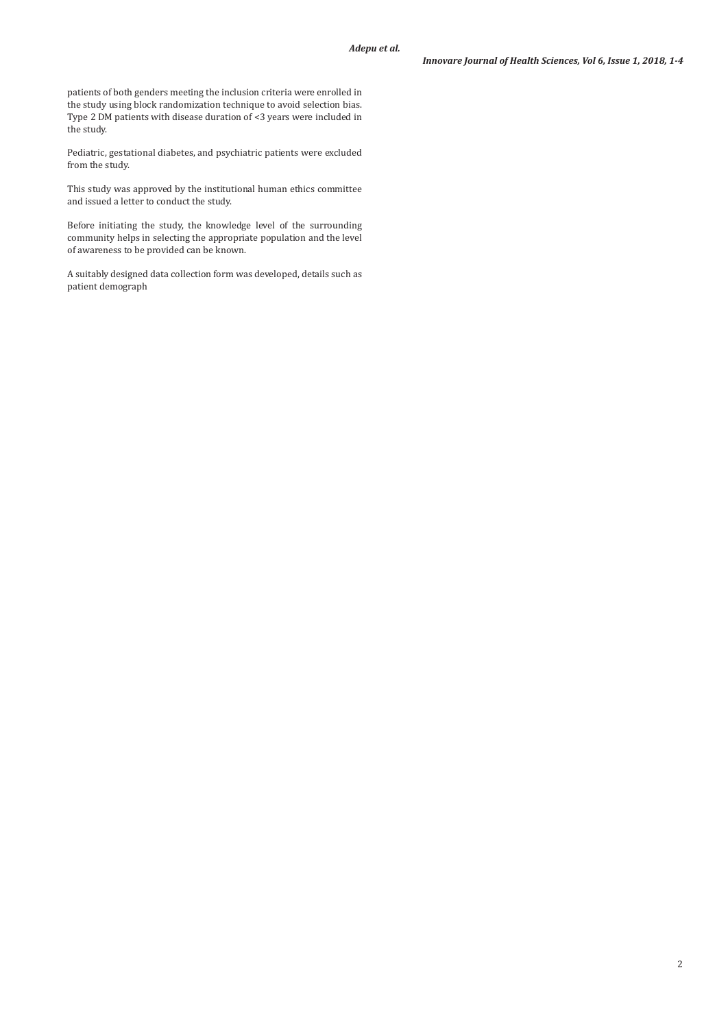patients of both genders meeting the inclusion criteria were enrolled in the study using block randomization technique to avoid selection bias. Type 2 DM patients with disease duration of <3 years were included in the study.

Pediatric, gestational diabetes, and psychiatric patients were excluded from the study.

This study was approved by the institutional human ethics committee and issued a letter to conduct the study.

Before initiating the study, the knowledge level of the surrounding community helps in selecting the appropriate population and the level of awareness to be provided can be known.

A suitably designed data collection form was developed, details such as patient demograph